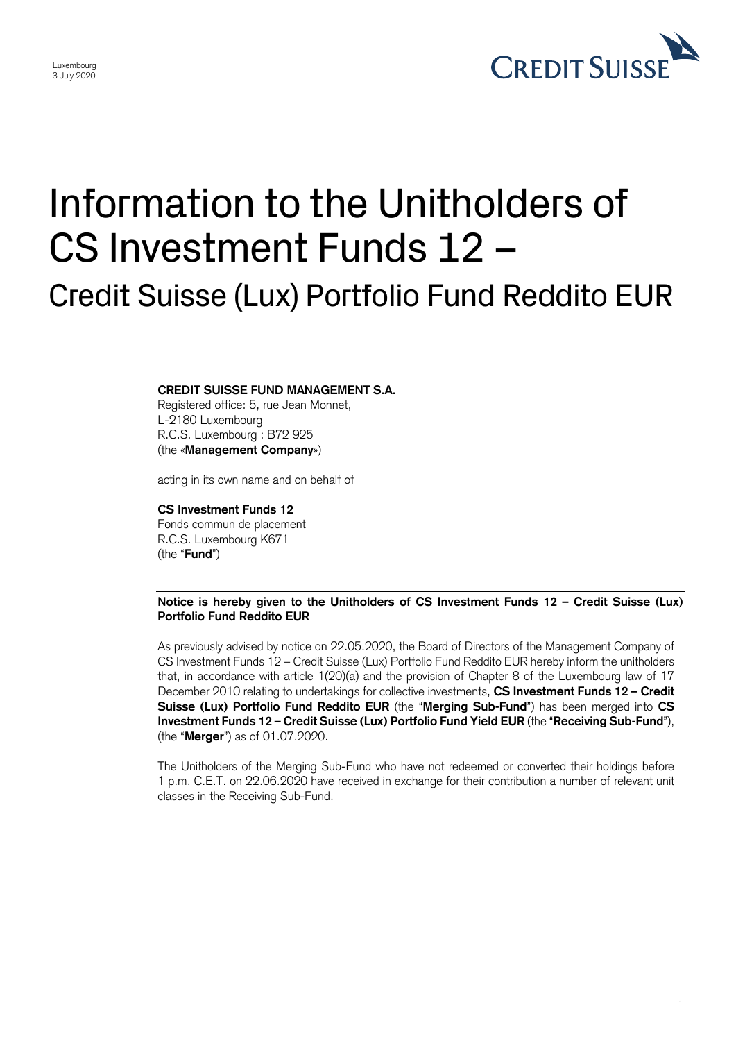Luxembourg
3 July 2020

# Information to the Unitholders of CS Investment Funds 12 –

## Credit Suisse (Lux) Portfolio Fund Reddito EUR

**CREDIT SUISSE FUND MANAGEMENT S.A.**
Registered office: 5, rue Jean Monnet,
L-2180 Luxembourg
R.C.S. Luxembourg : B72 925
(the «**Management Company**»)

acting in its own name and on behalf of

**CS Investment Funds 12**
Fonds commun de placement
R.C.S. Luxembourg K671
(the "**Fund**")

**Notice is hereby given to the Unitholders of CS Investment Funds 12 – Credit Suisse (Lux) Portfolio Fund Reddito EUR**

As previously advised by notice on 22.05.2020, the Board of Directors of the Management Company of CS Investment Funds 12 – Credit Suisse (Lux) Portfolio Fund Reddito EUR hereby inform the unitholders that, in accordance with article 1(20)(a) and the provision of Chapter 8 of the Luxembourg law of 17 December 2010 relating to undertakings for collective investments, **CS Investment Funds 12 – Credit Suisse (Lux) Portfolio Fund Reddito EUR** (the "**Merging Sub-Fund**") has been merged into **CS Investment Funds 12 – Credit Suisse (Lux) Portfolio Fund Yield EUR** (the "**Receiving Sub-Fund**"), (the "**Merger**") as of 01.07.2020.

The Unitholders of the Merging Sub-Fund who have not redeemed or converted their holdings before 1 p.m. C.E.T. on 22.06.2020 have received in exchange for their contribution a number of relevant unit classes in the Receiving Sub-Fund.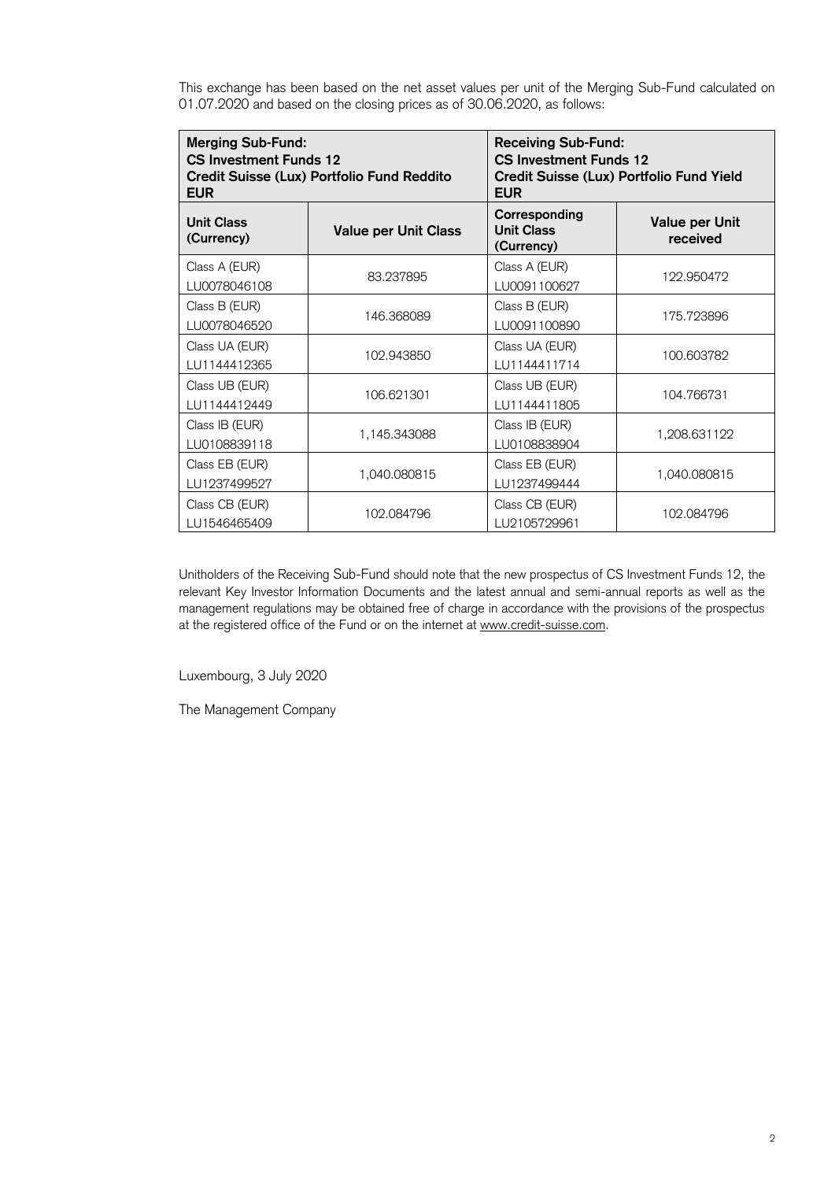This exchange has been based on the net asset values per unit of the Merging Sub-Fund calculated on 01.07.2020 and based on the closing prices as of 30.06.2020, as follows:

| **Merging Sub-Fund: CS Investment Funds 12 Credit Suisse (Lux) Portfolio Fund Reddito EUR** | | **Receiving Sub-Fund: CS Investment Funds 12 Credit Suisse (Lux) Portfolio Fund Yield EUR** | |
|---|---|---|---|
| **Unit Class (Currency)** | **Value per Unit Class** | **Corresponding Unit Class (Currency)** | **Value per Unit received** |
| Class A (EUR) LU0078046108 | 83.237895 | Class A (EUR) LU0091100627 | 122.950472 |
| Class B (EUR) LU0078046520 | 146.368089 | Class B (EUR) LU0091100890 | 175.723896 |
| Class UA (EUR) LU1144412365 | 102.943850 | Class UA (EUR) LU1144411714 | 100.603782 |
| Class UB (EUR) LU1144412449 | 106.621301 | Class UB (EUR) LU1144411805 | 104.766731 |
| Class IB (EUR) LU0108839118 | 1,145.343088 | Class IB (EUR) LU0108838904 | 1,208.631122 |
| Class EB (EUR) LU1237499527 | 1,040.080815 | Class EB (EUR) LU1237499444 | 1,040.080815 |
| Class CB (EUR) LU1546465409 | 102.084796 | Class CB (EUR) LU2105729961 | 102.084796 |

Unitholders of the Receiving Sub-Fund should note that the new prospectus of CS Investment Funds 12, the relevant Key Investor Information Documents and the latest annual and semi-annual reports as well as the management regulations may be obtained free of charge in accordance with the provisions of the prospectus at the registered office of the Fund or on the internet at www.credit-suisse.com.

Luxembourg, 3 July 2020

The Management Company